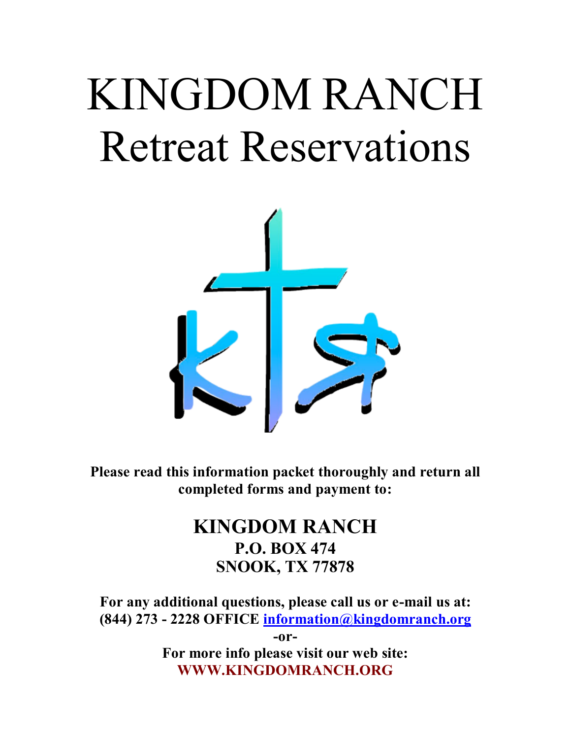# KINGDOM RANCH
# Retreat Reservations

**Please read this information packet thoroughly and return all completed forms and payment to:**

## KINGDOM RANCH
### P.O. BOX 474
### SNOOK, TX 77878

**For any additional questions, please call us or e-mail us at:**
**(844) 273 - 2228 OFFICE [information@kingdomranch.org](mailto:information@kingdomranch.org)**

**-or-**

**For more info please visit our web site:**
**WWW.KINGDOMRANCH.ORG**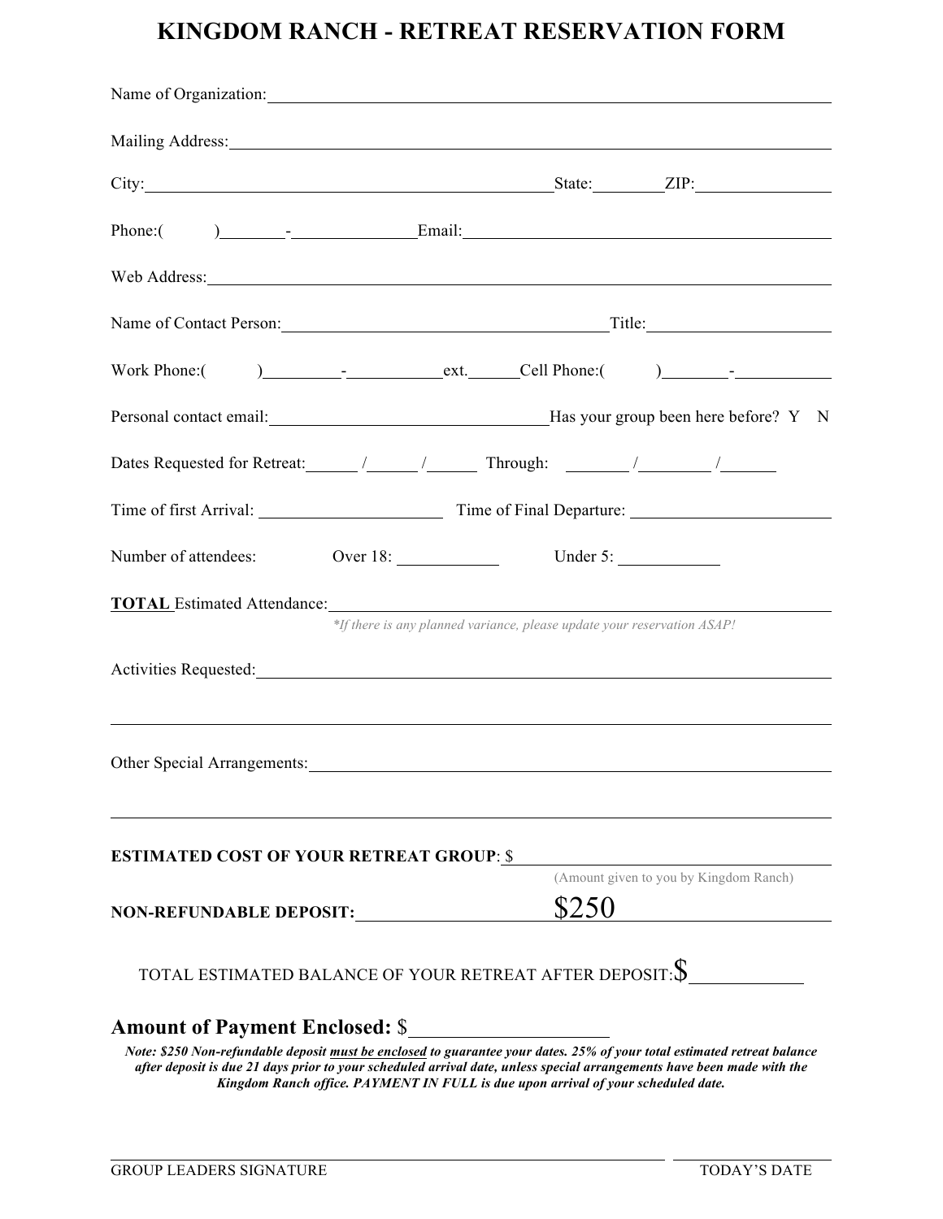# KINGDOM RANCH - RETREAT RESERVATION FORM

Name of Organization: ______________________________________________

Mailing Address: ______________________________________________

City: ______________________________ State: ________ ZIP: ____________

Phone:( ) ________-____________ Email: ______________________________

Web Address: ______________________________________________

Name of Contact Person: ______________________________ Title: ________________

Work Phone:( ) ________-__________ ext. _____ Cell Phone:( ) ________-__________

Personal contact email: ________________________ Has your group been here before? Y N

Dates Requested for Retreat: _____ / _____ / _____ Through: _____ / _____ / _____

Time of first Arrival: ________________ Time of Final Departure: ________________

Number of attendees: Over 18: __________ Under 5: __________

**TOTAL** Estimated Attendance: ______________________________________________

*\*If there is any planned variance, please update your reservation ASAP!*

Activities Requested: ______________________________________________

______________________________________________

Other Special Arrangements: ______________________________________________

______________________________________________

**ESTIMATED COST OF YOUR RETREAT GROUP**: $ ______________________________

(Amount given to you by Kingdom Ranch)

**NON-REFUNDABLE DEPOSIT:** ______________ $250

TOTAL ESTIMATED BALANCE OF YOUR RETREAT AFTER DEPOSIT: $ __________

**Amount of Payment Enclosed:** $ ________________

***Note: $250 Non-refundable deposit must be enclosed to guarantee your dates. 25% of your total estimated retreat balance after deposit is due 21 days prior to your scheduled arrival date, unless special arrangements have been made with the Kingdom Ranch office. PAYMENT IN FULL is due upon arrival of your scheduled date.***

______________________________________________ ________________

GROUP LEADERS SIGNATURE TODAY'S DATE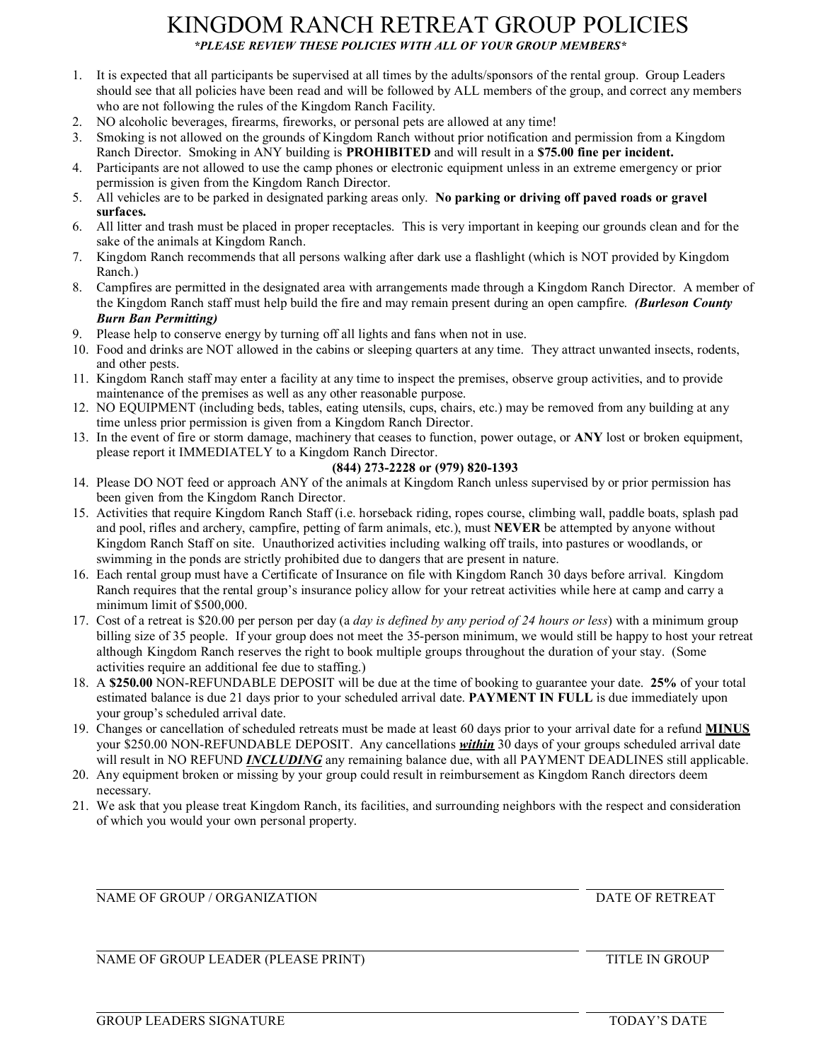# KINGDOM RANCH RETREAT GROUP POLICIES

***PLEASE REVIEW THESE POLICIES WITH ALL OF YOUR GROUP MEMBERS***

1. It is expected that all participants be supervised at all times by the adults/sponsors of the rental group. Group Leaders should see that all policies have been read and will be followed by ALL members of the group, and correct any members who are not following the rules of the Kingdom Ranch Facility.
2. NO alcoholic beverages, firearms, fireworks, or personal pets are allowed at any time!
3. Smoking is not allowed on the grounds of Kingdom Ranch without prior notification and permission from a Kingdom Ranch Director. Smoking in ANY building is **PROHIBITED** and will result in a **$75.00 fine per incident.**
4. Participants are not allowed to use the camp phones or electronic equipment unless in an extreme emergency or prior permission is given from the Kingdom Ranch Director.
5. All vehicles are to be parked in designated parking areas only. **No parking or driving off paved roads or gravel surfaces.**
6. All litter and trash must be placed in proper receptacles. This is very important in keeping our grounds clean and for the sake of the animals at Kingdom Ranch.
7. Kingdom Ranch recommends that all persons walking after dark use a flashlight (which is NOT provided by Kingdom Ranch.)
8. Campfires are permitted in the designated area with arrangements made through a Kingdom Ranch Director. A member of the Kingdom Ranch staff must help build the fire and may remain present during an open campfire. ***(Burleson County Burn Ban Permitting)***
9. Please help to conserve energy by turning off all lights and fans when not in use.
10. Food and drinks are NOT allowed in the cabins or sleeping quarters at any time. They attract unwanted insects, rodents, and other pests.
11. Kingdom Ranch staff may enter a facility at any time to inspect the premises, observe group activities, and to provide maintenance of the premises as well as any other reasonable purpose.
12. NO EQUIPMENT (including beds, tables, eating utensils, cups, chairs, etc.) may be removed from any building at any time unless prior permission is given from a Kingdom Ranch Director.
13. In the event of fire or storm damage, machinery that ceases to function, power outage, or **ANY** lost or broken equipment, please report it IMMEDIATELY to a Kingdom Ranch Director.

    **(844) 273-2228 or (979) 820-1393**
14. Please DO NOT feed or approach ANY of the animals at Kingdom Ranch unless supervised by or prior permission has been given from the Kingdom Ranch Director.
15. Activities that require Kingdom Ranch Staff (i.e. horseback riding, ropes course, climbing wall, paddle boats, splash pad and pool, rifles and archery, campfire, petting of farm animals, etc.), must **NEVER** be attempted by anyone without Kingdom Ranch Staff on site. Unauthorized activities including walking off trails, into pastures or woodlands, or swimming in the ponds are strictly prohibited due to dangers that are present in nature.
16. Each rental group must have a Certificate of Insurance on file with Kingdom Ranch 30 days before arrival. Kingdom Ranch requires that the rental group's insurance policy allow for your retreat activities while here at camp and carry a minimum limit of $500,000.
17. Cost of a retreat is $20.00 per person per day (a *day is defined by any period of 24 hours or less*) with a minimum group billing size of 35 people. If your group does not meet the 35-person minimum, we would still be happy to host your retreat although Kingdom Ranch reserves the right to book multiple groups throughout the duration of your stay. (Some activities require an additional fee due to staffing.)
18. A **$250.00** NON-REFUNDABLE DEPOSIT will be due at the time of booking to guarantee your date. **25%** of your total estimated balance is due 21 days prior to your scheduled arrival date. **PAYMENT IN FULL** is due immediately upon your group's scheduled arrival date.
19. Changes or cancellation of scheduled retreats must be made at least 60 days prior to your arrival date for a refund **MINUS** your $250.00 NON-REFUNDABLE DEPOSIT. Any cancellations ***within*** 30 days of your groups scheduled arrival date will result in NO REFUND ***INCLUDING*** any remaining balance due, with all PAYMENT DEADLINES still applicable.
20. Any equipment broken or missing by your group could result in reimbursement as Kingdom Ranch directors deem necessary.
21. We ask that you please treat Kingdom Ranch, its facilities, and surrounding neighbors with the respect and consideration of which you would your own personal property.

______________________________________________ ______________

NAME OF GROUP / ORGANIZATION DATE OF RETREAT

______________________________________________ ______________

NAME OF GROUP LEADER (PLEASE PRINT) TITLE IN GROUP

______________________________________________ ______________

GROUP LEADERS SIGNATURE TODAY'S DATE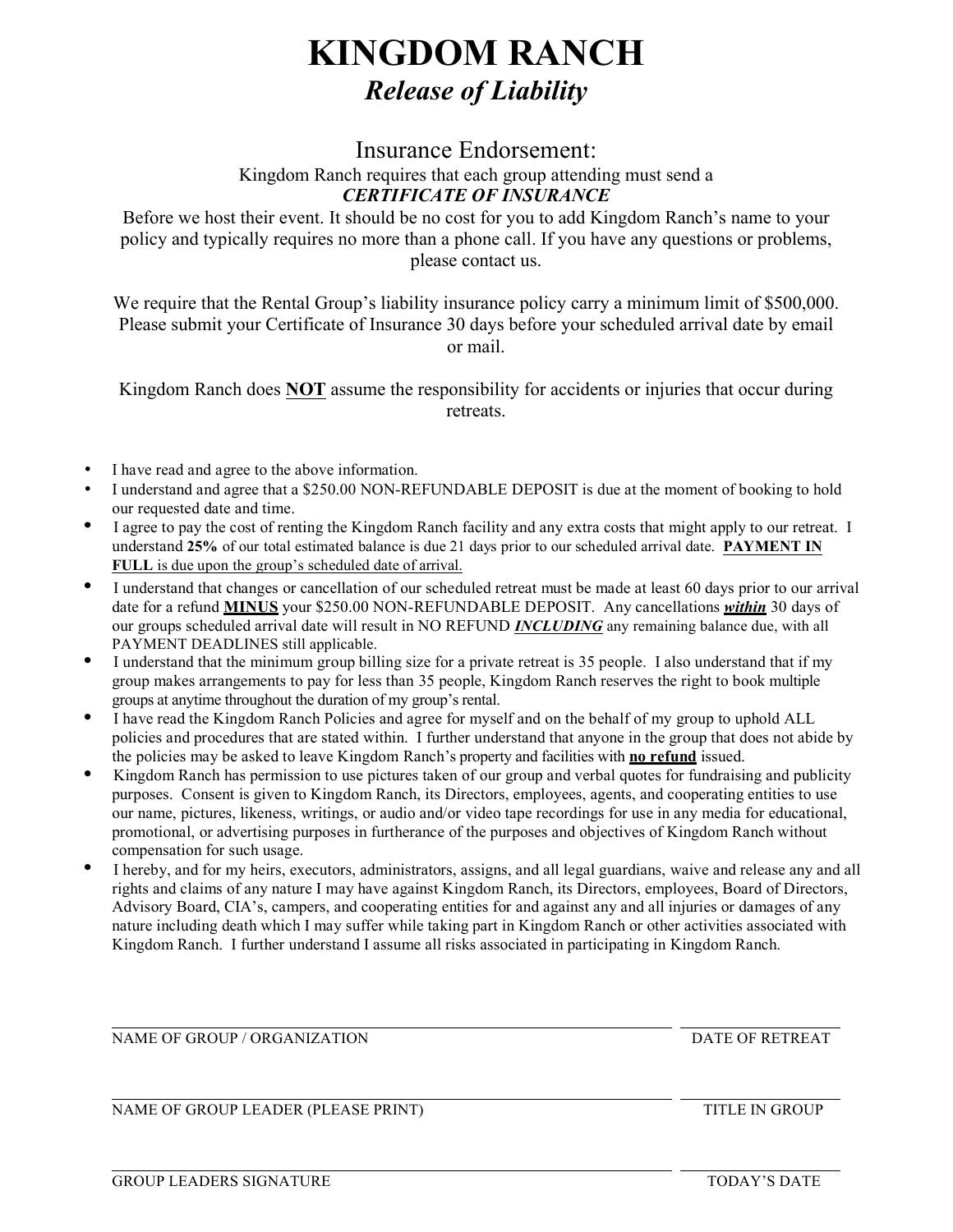# KINGDOM RANCH

## *Release of Liability*

### Insurance Endorsement:

Kingdom Ranch requires that each group attending must send a

***CERTIFICATE OF INSURANCE***

Before we host their event. It should be no cost for you to add Kingdom Ranch's name to your policy and typically requires no more than a phone call. If you have any questions or problems, please contact us.

We require that the Rental Group's liability insurance policy carry a minimum limit of $500,000. Please submit your Certificate of Insurance 30 days before your scheduled arrival date by email or mail.

Kingdom Ranch does **NOT** assume the responsibility for accidents or injuries that occur during retreats.

- I have read and agree to the above information.
- I understand and agree that a $250.00 NON-REFUNDABLE DEPOSIT is due at the moment of booking to hold our requested date and time.
- I agree to pay the cost of renting the Kingdom Ranch facility and any extra costs that might apply to our retreat. I understand **25%** of our total estimated balance is due 21 days prior to our scheduled arrival date. **PAYMENT IN FULL** is due upon the group's scheduled date of arrival.
- I understand that changes or cancellation of our scheduled retreat must be made at least 60 days prior to our arrival date for a refund **MINUS** your $250.00 NON-REFUNDABLE DEPOSIT. Any cancellations ***within*** 30 days of our groups scheduled arrival date will result in NO REFUND ***INCLUDING*** any remaining balance due, with all PAYMENT DEADLINES still applicable.
- I understand that the minimum group billing size for a private retreat is 35 people. I also understand that if my group makes arrangements to pay for less than 35 people, Kingdom Ranch reserves the right to book multiple groups at anytime throughout the duration of my group's rental.
- I have read the Kingdom Ranch Policies and agree for myself and on the behalf of my group to uphold ALL policies and procedures that are stated within. I further understand that anyone in the group that does not abide by the policies may be asked to leave Kingdom Ranch's property and facilities with **no refund** issued.
- Kingdom Ranch has permission to use pictures taken of our group and verbal quotes for fundraising and publicity purposes. Consent is given to Kingdom Ranch, its Directors, employees, agents, and cooperating entities to use our name, pictures, likeness, writings, or audio and/or video tape recordings for use in any media for educational, promotional, or advertising purposes in furtherance of the purposes and objectives of Kingdom Ranch without compensation for such usage.
- I hereby, and for my heirs, executors, administrators, assigns, and all legal guardians, waive and release any and all rights and claims of any nature I may have against Kingdom Ranch, its Directors, employees, Board of Directors, Advisory Board, CIA's, campers, and cooperating entities for and against any and all injuries or damages of any nature including death which I may suffer while taking part in Kingdom Ranch or other activities associated with Kingdom Ranch. I further understand I assume all risks associated in participating in Kingdom Ranch.

\_\_\_\_\_\_\_\_\_\_\_\_\_\_\_\_\_\_\_\_\_\_\_\_\_\_\_\_\_\_\_\_\_\_\_\_\_\_\_\_ \_\_\_\_\_\_\_\_\_\_\_\_\_\_\_\_

NAME OF GROUP / ORGANIZATION DATE OF RETREAT

\_\_\_\_\_\_\_\_\_\_\_\_\_\_\_\_\_\_\_\_\_\_\_\_\_\_\_\_\_\_\_\_\_\_\_\_\_\_\_\_ \_\_\_\_\_\_\_\_\_\_\_\_\_\_\_\_

NAME OF GROUP LEADER (PLEASE PRINT) TITLE IN GROUP

\_\_\_\_\_\_\_\_\_\_\_\_\_\_\_\_\_\_\_\_\_\_\_\_\_\_\_\_\_\_\_\_\_\_\_\_\_\_\_\_ \_\_\_\_\_\_\_\_\_\_\_\_\_\_\_\_

GROUP LEADERS SIGNATURE TODAY'S DATE